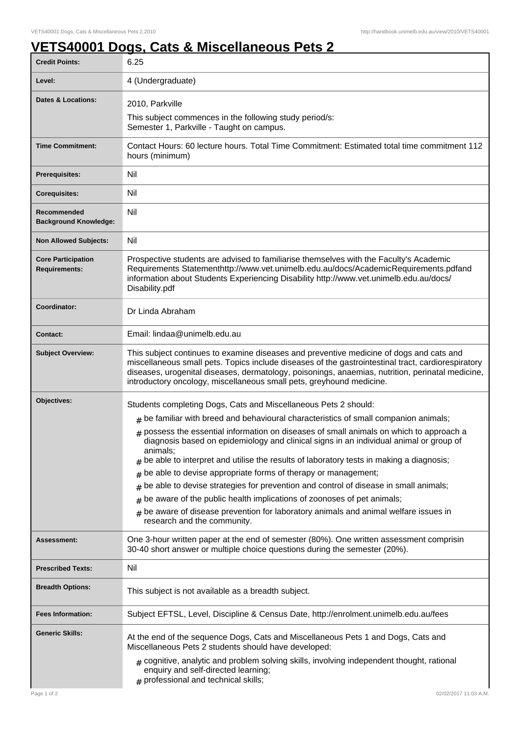# VETS40001 Dogs, Cats & Miscellaneous Pets 2

| | |
|---|---|
| **Credit Points:** | 6.25 |
| **Level:** | 4 (Undergraduate) |
| **Dates & Locations:** | 2010, Parkville<br>This subject commences in the following study period/s:<br>Semester 1, Parkville - Taught on campus. |
| **Time Commitment:** | Contact Hours: 60 lecture hours. Total Time Commitment: Estimated total time commitment 112 hours (minimum) |
| **Prerequisites:** | Nil |
| **Corequisites:** | Nil |
| **Recommended Background Knowledge:** | Nil |
| **Non Allowed Subjects:** | Nil |
| **Core Participation Requirements:** | Prospective students are advised to familiarise themselves with the Faculty's Academic Requirements Statementhttp://www.vet.unimelb.edu.au/docs/AcademicRequirements.pdfand information about Students Experiencing Disability http://www.vet.unimelb.edu.au/docs/ Disability.pdf |
| **Coordinator:** | Dr Linda Abraham |
| **Contact:** | Email: lindaa@unimelb.edu.au |
| **Subject Overview:** | This subject continues to examine diseases and preventive medicine of dogs and cats and miscellaneous small pets. Topics include diseases of the gastrointestinal tract, cardiorespiratory diseases, urogenital diseases, dermatology, poisonings, anaemias, nutrition, perinatal medicine, introductory oncology, miscellaneous small pets, greyhound medicine. |
| **Objectives:** | Students completing Dogs, Cats and Miscellaneous Pets 2 should:<br># be familiar with breed and behavioural characteristics of small companion animals;<br># possess the essential information on diseases of small animals on which to approach a diagnosis based on epidemiology and clinical signs in an individual animal or group of animals;<br># be able to interpret and utilise the results of laboratory tests in making a diagnosis;<br># be able to devise appropriate forms of therapy or management;<br># be able to devise strategies for prevention and control of disease in small animals;<br># be aware of the public health implications of zoonoses of pet animals;<br># be aware of disease prevention for laboratory animals and animal welfare issues in research and the community. |
| **Assessment:** | One 3-hour written paper at the end of semester (80%). One written assessment comprisin 30-40 short answer or multiple choice questions during the semester (20%). |
| **Prescribed Texts:** | Nil |
| **Breadth Options:** | This subject is not available as a breadth subject. |
| **Fees Information:** | Subject EFTSL, Level, Discipline & Census Date, http://enrolment.unimelb.edu.au/fees |
| **Generic Skills:** | At the end of the sequence Dogs, Cats and Miscellaneous Pets 1 and Dogs, Cats and Miscellaneous Pets 2 students should have developed:<br># cognitive, analytic and problem solving skills, involving independent thought, rational enquiry and self-directed learning;<br># professional and technical skills; |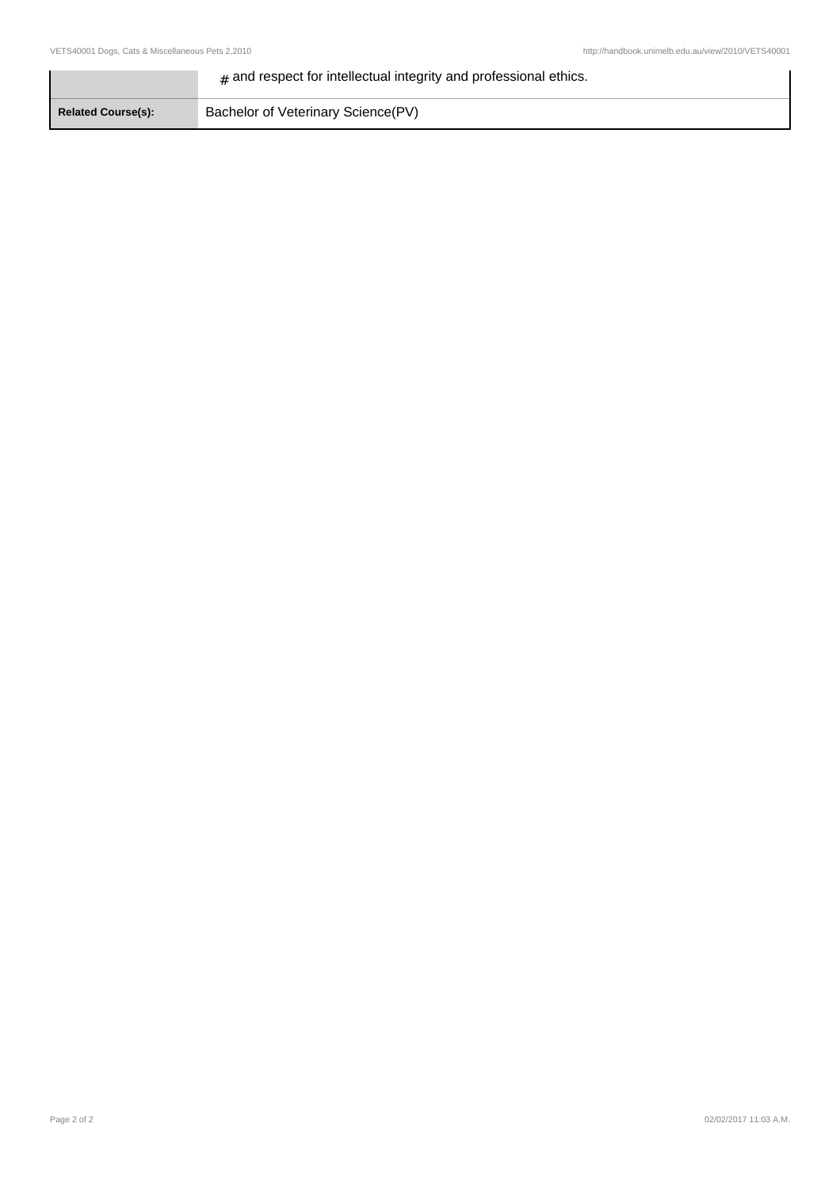| | |
|---|---|
| | # and respect for intellectual integrity and professional ethics. |
| **Related Course(s):** | Bachelor of Veterinary Science(PV) |